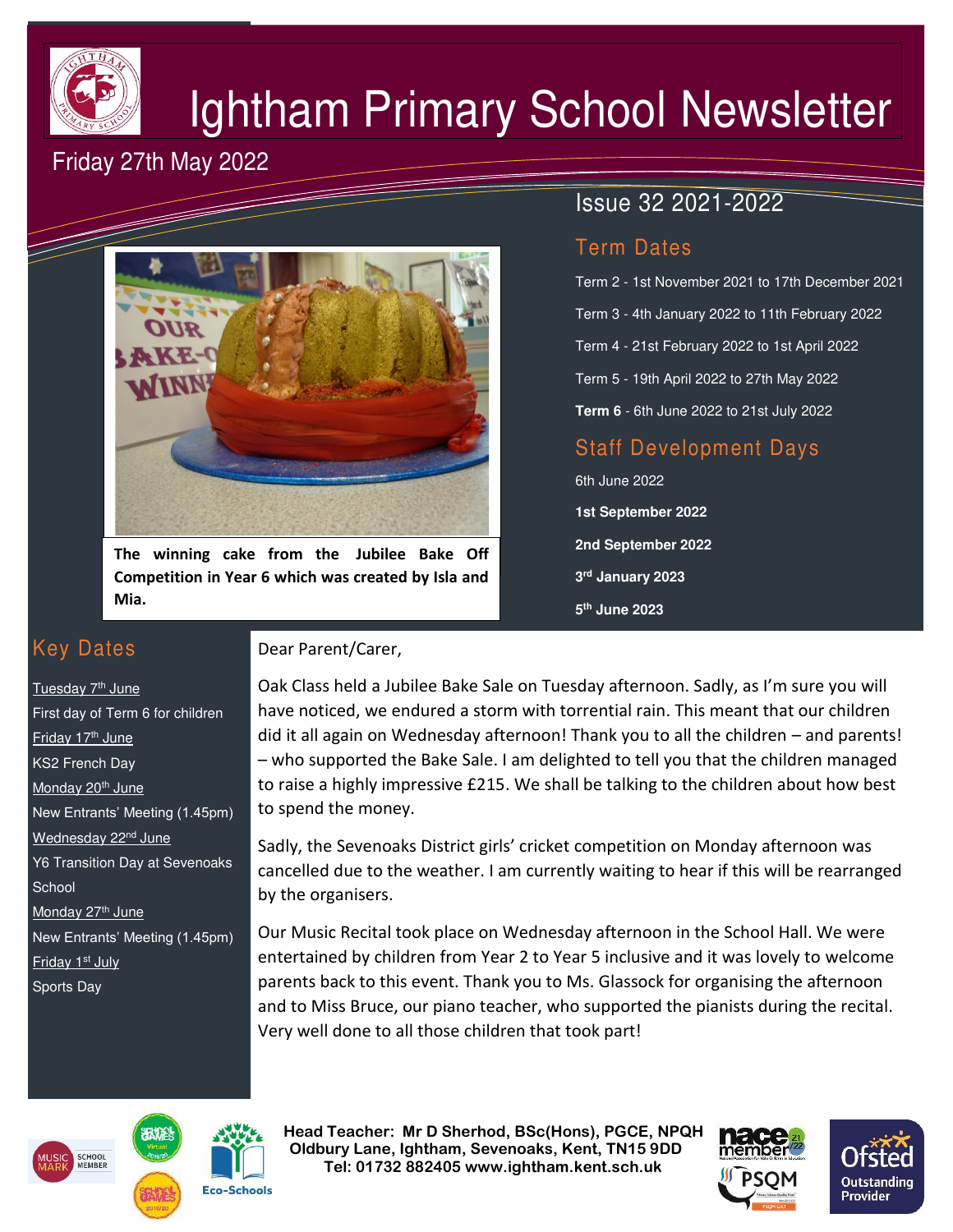# Ightham Primary School Newsletter

Friday 27th May 2022

Issue 32 2021-2022

The winning cake from the Jubilee Bake Off Competition in Year 6 which was created by Isla and Mia.

## Term Dates

Term 2 - 1st November 2021 to 17th December 2021

Term 3 - 4th January 2022 to 11th February 2022

Term 4 - 21st February 2022 to 1st April 2022

Term 5 - 19th April 2022 to 27th May 2022

**Term 6** - 6th June 2022 to 21st July 2022

## Staff Development Days

6th June 2022

**1st September 2022**

**2nd September 2022**

**3rd January 2023**

**5th June 2023**

## Key Dates

Tuesday 7th June
First day of Term 6 for children

Friday 17th June
KS2 French Day

Monday 20th June
New Entrants' Meeting (1.45pm)

Wednesday 22nd June
Y6 Transition Day at Sevenoaks School

Monday 27th June
New Entrants' Meeting (1.45pm)

Friday 1st July
Sports Day

Dear Parent/Carer,

Oak Class held a Jubilee Bake Sale on Tuesday afternoon. Sadly, as I'm sure you will have noticed, we endured a storm with torrential rain. This meant that our children did it all again on Wednesday afternoon! Thank you to all the children – and parents! – who supported the Bake Sale. I am delighted to tell you that the children managed to raise a highly impressive £215. We shall be talking to the children about how best to spend the money.

Sadly, the Sevenoaks District girls' cricket competition on Monday afternoon was cancelled due to the weather. I am currently waiting to hear if this will be rearranged by the organisers.

Our Music Recital took place on Wednesday afternoon in the School Hall. We were entertained by children from Year 2 to Year 5 inclusive and it was lovely to welcome parents back to this event. Thank you to Ms. Glassock for organising the afternoon and to Miss Bruce, our piano teacher, who supported the pianists during the recital. Very well done to all those children that took part!

**Head Teacher: Mr D Sherhod, BSc(Hons), PGCE, NPQH**
**Oldbury Lane, Ightham, Sevenoaks, Kent, TN15 9DD**
**Tel: 01732 882405 www.ightham.kent.sch.uk**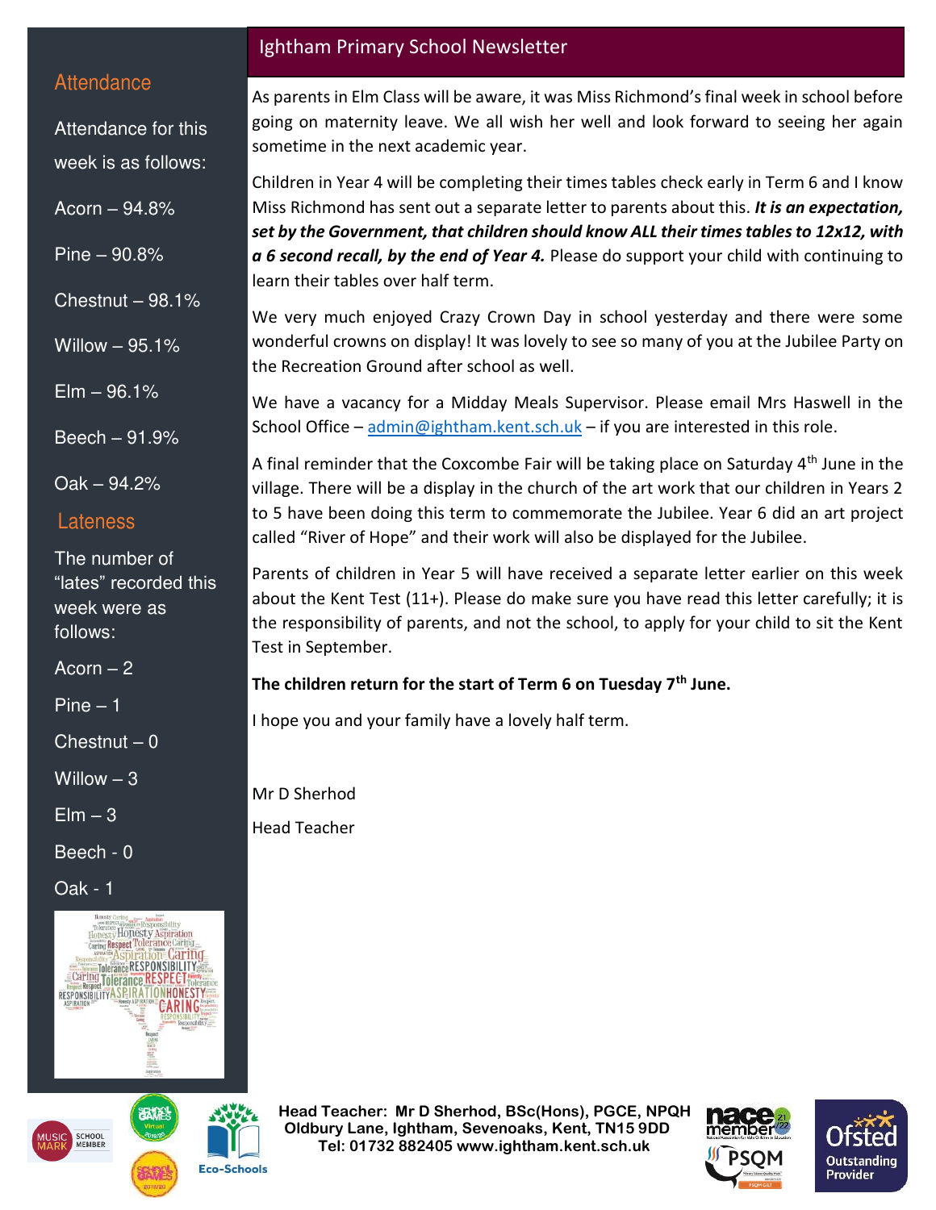# Ightham Primary School Newsletter

As parents in Elm Class will be aware, it was Miss Richmond's final week in school before going on maternity leave. We all wish her well and look forward to seeing her again sometime in the next academic year.

Children in Year 4 will be completing their times tables check early in Term 6 and I know Miss Richmond has sent out a separate letter to parents about this. ***It is an expectation, set by the Government, that children should know ALL their times tables to 12x12, with a 6 second recall, by the end of Year 4.*** Please do support your child with continuing to learn their tables over half term.

We very much enjoyed Crazy Crown Day in school yesterday and there were some wonderful crowns on display! It was lovely to see so many of you at the Jubilee Party on the Recreation Ground after school as well.

We have a vacancy for a Midday Meals Supervisor. Please email Mrs Haswell in the School Office – admin@ightham.kent.sch.uk – if you are interested in this role.

A final reminder that the Coxcombe Fair will be taking place on Saturday 4th June in the village. There will be a display in the church of the art work that our children in Years 2 to 5 have been doing this term to commemorate the Jubilee. Year 6 did an art project called "River of Hope" and their work will also be displayed for the Jubilee.

Parents of children in Year 5 will have received a separate letter earlier on this week about the Kent Test (11+). Please do make sure you have read this letter carefully; it is the responsibility of parents, and not the school, to apply for your child to sit the Kent Test in September.

**The children return for the start of Term 6 on Tuesday 7th June.**

I hope you and your family have a lovely half term.

Mr D Sherhod

Head Teacher

## Attendance

Attendance for this week is as follows:

Acorn – 94.8%

Pine – 90.8%

Chestnut – 98.1%

Willow – 95.1%

Elm – 96.1%

Beech – 91.9%

Oak – 94.2%

## Lateness

The number of "lates" recorded this week were as follows:

Acorn – 2

Pine – 1

Chestnut – 0

Willow – 3

Elm – 3

Beech - 0

Oak - 1

**Head Teacher: Mr D Sherhod, BSc(Hons), PGCE, NPQH**
**Oldbury Lane, Ightham, Sevenoaks, Kent, TN15 9DD**
**Tel: 01732 882405 www.ightham.kent.sch.uk**